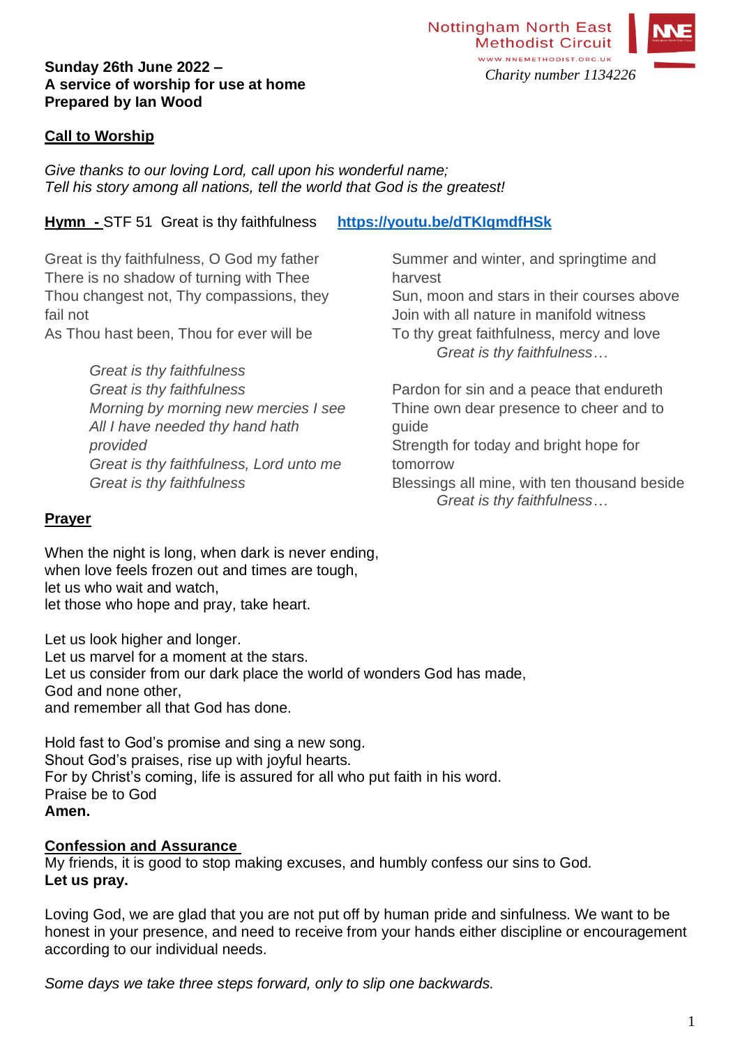Nottingham North East Methodist Circuit
WWW.NNEMETHODIST.ORG.UK
*Charity number 1134226*

**Sunday 26th June 2022 –**
**A service of worship for use at home**
**Prepared by Ian Wood**

## Call to Worship

*Give thanks to our loving Lord, call upon his wonderful name;*
*Tell his story among all nations, tell the world that God is the greatest!*

**Hymn -** STF 51 Great is thy faithfulness **https://youtu.be/dTKIqmdfHSk**

Great is thy faithfulness, O God my father
There is no shadow of turning with Thee
Thou changest not, Thy compassions, they fail not
As Thou hast been, Thou for ever will be

*Great is thy faithfulness*
*Great is thy faithfulness*
*Morning by morning new mercies I see*
*All I have needed thy hand hath provided*
*Great is thy faithfulness, Lord unto me*
*Great is thy faithfulness*

Summer and winter, and springtime and harvest
Sun, moon and stars in their courses above
Join with all nature in manifold witness
To thy great faithfulness, mercy and love
*Great is thy faithfulness…*

Pardon for sin and a peace that endureth
Thine own dear presence to cheer and to guide
Strength for today and bright hope for tomorrow
Blessings all mine, with ten thousand beside
*Great is thy faithfulness…*

## Prayer

When the night is long, when dark is never ending,
when love feels frozen out and times are tough,
let us who wait and watch,
let those who hope and pray, take heart.

Let us look higher and longer.
Let us marvel for a moment at the stars.
Let us consider from our dark place the world of wonders God has made,
God and none other,
and remember all that God has done.

Hold fast to God's promise and sing a new song.
Shout God's praises, rise up with joyful hearts.
For by Christ's coming, life is assured for all who put faith in his word.
Praise be to God
**Amen.**

## Confession and Assurance

My friends, it is good to stop making excuses, and humbly confess our sins to God.
**Let us pray.**

Loving God, we are glad that you are not put off by human pride and sinfulness. We want to be honest in your presence, and need to receive from your hands either discipline or encouragement according to our individual needs.

*Some days we take three steps forward, only to slip one backwards.*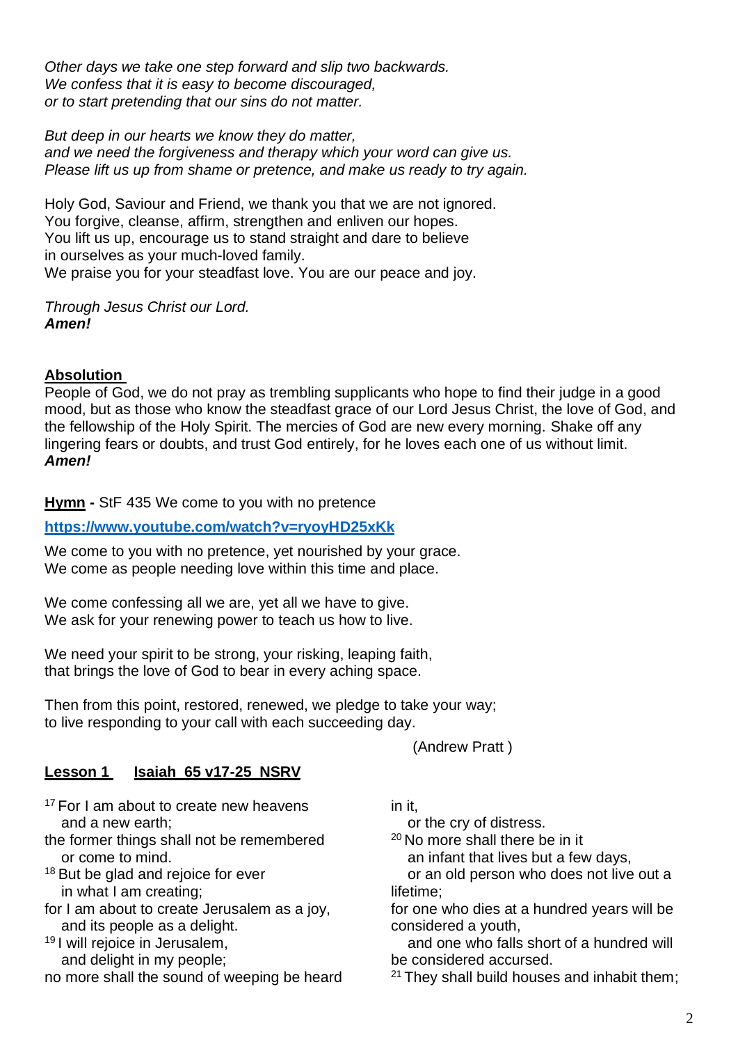*Other days we take one step forward and slip two backwards.*
*We confess that it is easy to become discouraged,*
*or to start pretending that our sins do not matter.*

*But deep in our hearts we know they do matter,*
*and we need the forgiveness and therapy which your word can give us.*
*Please lift us up from shame or pretence, and make us ready to try again.*

Holy God, Saviour and Friend, we thank you that we are not ignored.
You forgive, cleanse, affirm, strengthen and enliven our hopes.
You lift us up, encourage us to stand straight and dare to believe
in ourselves as your much-loved family.
We praise you for your steadfast love. You are our peace and joy.

*Through Jesus Christ our Lord.*
***Amen!***

**Absolution**
People of God, we do not pray as trembling supplicants who hope to find their judge in a good mood, but as those who know the steadfast grace of our Lord Jesus Christ, the love of God, and the fellowship of the Holy Spirit. The mercies of God are new every morning. Shake off any lingering fears or doubts, and trust God entirely, for he loves each one of us without limit.
***Amen!***

**Hymn -** StF 435 We come to you with no pretence

**https://www.youtube.com/watch?v=ryoyHD25xKk**

We come to you with no pretence, yet nourished by your grace.
We come as people needing love within this time and place.

We come confessing all we are, yet all we have to give.
We ask for your renewing power to teach us how to live.

We need your spirit to be strong, your risking, leaping faith,
that brings the love of God to bear in every aching space.

Then from this point, restored, renewed, we pledge to take your way;
to live responding to your call with each succeeding day.

(Andrew Pratt )

**Lesson 1 Isaiah 65 v17-25 NSRV**

[17] For I am about to create new heavens
  and a new earth;
the former things shall not be remembered
  or come to mind.
[18] But be glad and rejoice for ever
  in what I am creating;
for I am about to create Jerusalem as a joy,
  and its people as a delight.
[19] I will rejoice in Jerusalem,
  and delight in my people;
no more shall the sound of weeping be heard in it,
  or the cry of distress.
[20] No more shall there be in it
  an infant that lives but a few days,
  or an old person who does not live out a lifetime;
for one who dies at a hundred years will be considered a youth,
  and one who falls short of a hundred will be considered accursed.
[21] They shall build houses and inhabit them;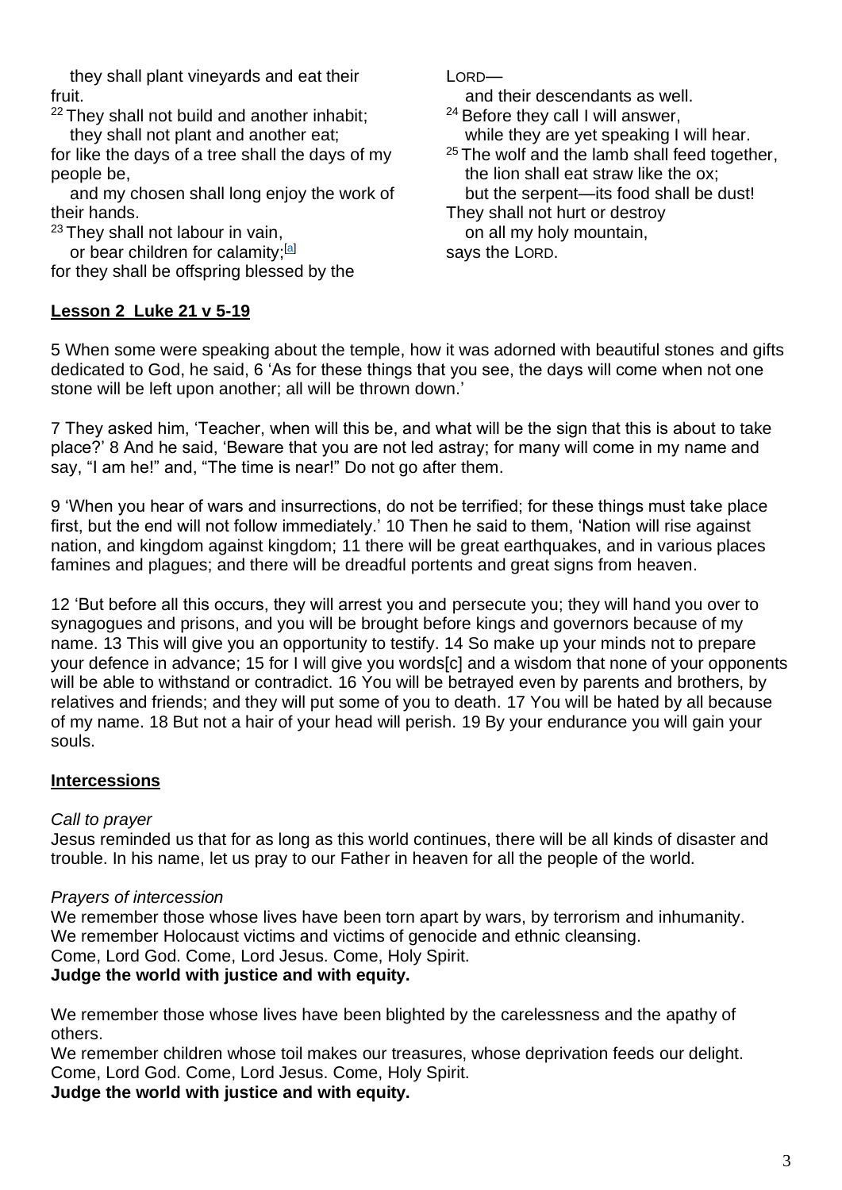they shall plant vineyards and eat their fruit.
[22] They shall not build and another inhabit;
they shall not plant and another eat;
for like the days of a tree shall the days of my people be,
and my chosen shall long enjoy the work of their hands.
[23] They shall not labour in vain,
or bear children for calamity;[a]
for they shall be offspring blessed by the LORD—
and their descendants as well.
[24] Before they call I will answer,
while they are yet speaking I will hear.
[25] The wolf and the lamb shall feed together,
the lion shall eat straw like the ox;
but the serpent—its food shall be dust!
They shall not hurt or destroy
on all my holy mountain,
says the LORD.

**Lesson 2 Luke 21 v 5-19**

5 When some were speaking about the temple, how it was adorned with beautiful stones and gifts dedicated to God, he said, 6 'As for these things that you see, the days will come when not one stone will be left upon another; all will be thrown down.'

7 They asked him, 'Teacher, when will this be, and what will be the sign that this is about to take place?' 8 And he said, 'Beware that you are not led astray; for many will come in my name and say, "I am he!" and, "The time is near!" Do not go after them.

9 'When you hear of wars and insurrections, do not be terrified; for these things must take place first, but the end will not follow immediately.' 10 Then he said to them, 'Nation will rise against nation, and kingdom against kingdom; 11 there will be great earthquakes, and in various places famines and plagues; and there will be dreadful portents and great signs from heaven.

12 'But before all this occurs, they will arrest you and persecute you; they will hand you over to synagogues and prisons, and you will be brought before kings and governors because of my name. 13 This will give you an opportunity to testify. 14 So make up your minds not to prepare your defence in advance; 15 for I will give you words[c] and a wisdom that none of your opponents will be able to withstand or contradict. 16 You will be betrayed even by parents and brothers, by relatives and friends; and they will put some of you to death. 17 You will be hated by all because of my name. 18 But not a hair of your head will perish. 19 By your endurance you will gain your souls.

**Intercessions**

*Call to prayer*
Jesus reminded us that for as long as this world continues, there will be all kinds of disaster and trouble. In his name, let us pray to our Father in heaven for all the people of the world.

*Prayers of intercession*
We remember those whose lives have been torn apart by wars, by terrorism and inhumanity.
We remember Holocaust victims and victims of genocide and ethnic cleansing.
Come, Lord God. Come, Lord Jesus. Come, Holy Spirit.
**Judge the world with justice and with equity.**

We remember those whose lives have been blighted by the carelessness and the apathy of others.
We remember children whose toil makes our treasures, whose deprivation feeds our delight.
Come, Lord God. Come, Lord Jesus. Come, Holy Spirit.
**Judge the world with justice and with equity.**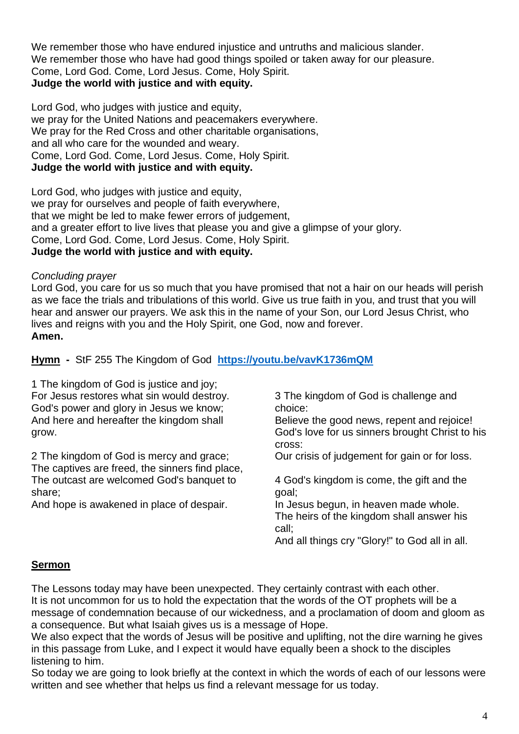We remember those who have endured injustice and untruths and malicious slander.
We remember those who have had good things spoiled or taken away for our pleasure.
Come, Lord God. Come, Lord Jesus. Come, Holy Spirit.
**Judge the world with justice and with equity.**

Lord God, who judges with justice and equity,
we pray for the United Nations and peacemakers everywhere.
We pray for the Red Cross and other charitable organisations,
and all who care for the wounded and weary.
Come, Lord God. Come, Lord Jesus. Come, Holy Spirit.
**Judge the world with justice and with equity.**

Lord God, who judges with justice and equity,
we pray for ourselves and people of faith everywhere,
that we might be led to make fewer errors of judgement,
and a greater effort to live lives that please you and give a glimpse of your glory.
Come, Lord God. Come, Lord Jesus. Come, Holy Spirit.
**Judge the world with justice and with equity.**

*Concluding prayer*
Lord God, you care for us so much that you have promised that not a hair on our heads will perish as we face the trials and tribulations of this world. Give us true faith in you, and trust that you will hear and answer our prayers. We ask this in the name of your Son, our Lord Jesus Christ, who lives and reigns with you and the Holy Spirit, one God, now and forever.
**Amen.**

**Hymn** - StF 255 The Kingdom of God **https://youtu.be/vavK1736mQM**

1 The kingdom of God is justice and joy;
For Jesus restores what sin would destroy.
God's power and glory in Jesus we know;
And here and hereafter the kingdom shall grow.

2 The kingdom of God is mercy and grace;
The captives are freed, the sinners find place,
The outcast are welcomed God's banquet to share;
And hope is awakened in place of despair.

3 The kingdom of God is challenge and choice:
Believe the good news, repent and rejoice!
God's love for us sinners brought Christ to his cross:
Our crisis of judgement for gain or for loss.

4 God's kingdom is come, the gift and the goal;
In Jesus begun, in heaven made whole.
The heirs of the kingdom shall answer his call;
And all things cry "Glory!" to God all in all.

**Sermon**

The Lessons today may have been unexpected. They certainly contrast with each other.
It is not uncommon for us to hold the expectation that the words of the OT prophets will be a message of condemnation because of our wickedness, and a proclamation of doom and gloom as a consequence. But what Isaiah gives us is a message of Hope.
We also expect that the words of Jesus will be positive and uplifting, not the dire warning he gives in this passage from Luke, and I expect it would have equally been a shock to the disciples listening to him.
So today we are going to look briefly at the context in which the words of each of our lessons were written and see whether that helps us find a relevant message for us today.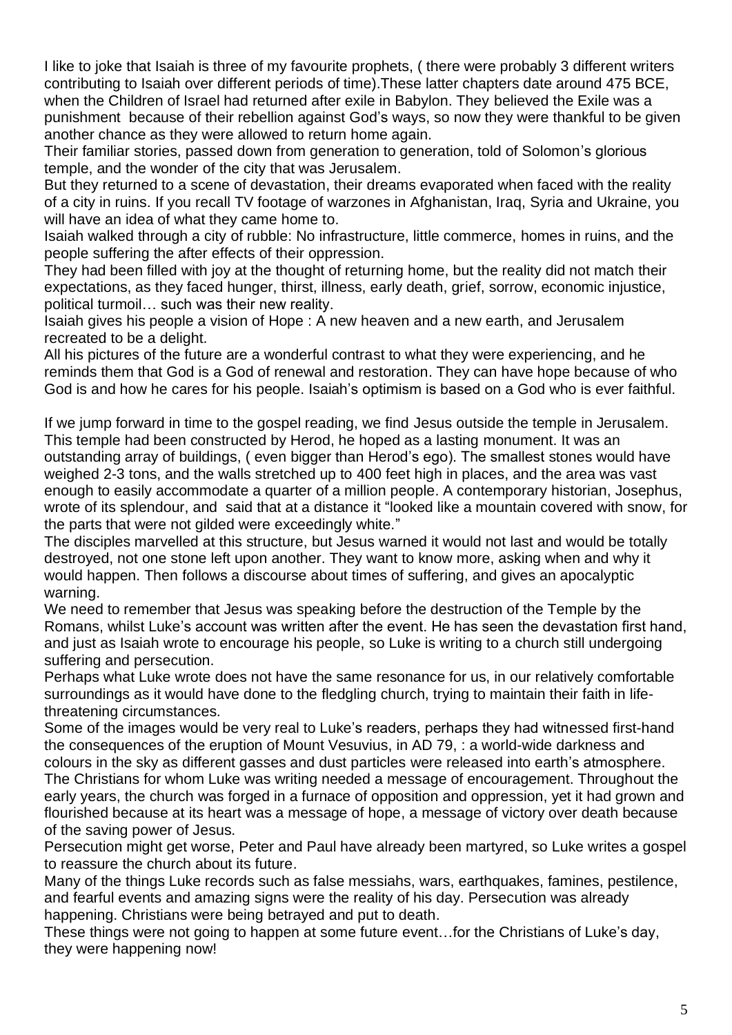I like to joke that Isaiah is three of my favourite prophets, ( there were probably 3 different writers contributing to Isaiah over different periods of time).These latter chapters date around 475 BCE, when the Children of Israel had returned after exile in Babylon. They believed the Exile was a punishment because of their rebellion against God's ways, so now they were thankful to be given another chance as they were allowed to return home again.

Their familiar stories, passed down from generation to generation, told of Solomon's glorious temple, and the wonder of the city that was Jerusalem.

But they returned to a scene of devastation, their dreams evaporated when faced with the reality of a city in ruins. If you recall TV footage of warzones in Afghanistan, Iraq, Syria and Ukraine, you will have an idea of what they came home to.

Isaiah walked through a city of rubble: No infrastructure, little commerce, homes in ruins, and the people suffering the after effects of their oppression.

They had been filled with joy at the thought of returning home, but the reality did not match their expectations, as they faced hunger, thirst, illness, early death, grief, sorrow, economic injustice, political turmoil… such was their new reality.

Isaiah gives his people a vision of Hope : A new heaven and a new earth, and Jerusalem recreated to be a delight.

All his pictures of the future are a wonderful contrast to what they were experiencing, and he reminds them that God is a God of renewal and restoration. They can have hope because of who God is and how he cares for his people. Isaiah's optimism is based on a God who is ever faithful.

If we jump forward in time to the gospel reading, we find Jesus outside the temple in Jerusalem. This temple had been constructed by Herod, he hoped as a lasting monument. It was an outstanding array of buildings, ( even bigger than Herod's ego). The smallest stones would have weighed 2-3 tons, and the walls stretched up to 400 feet high in places, and the area was vast enough to easily accommodate a quarter of a million people. A contemporary historian, Josephus, wrote of its splendour, and said that at a distance it "looked like a mountain covered with snow, for the parts that were not gilded were exceedingly white."

The disciples marvelled at this structure, but Jesus warned it would not last and would be totally destroyed, not one stone left upon another. They want to know more, asking when and why it would happen. Then follows a discourse about times of suffering, and gives an apocalyptic warning.

We need to remember that Jesus was speaking before the destruction of the Temple by the Romans, whilst Luke's account was written after the event. He has seen the devastation first hand, and just as Isaiah wrote to encourage his people, so Luke is writing to a church still undergoing suffering and persecution.

Perhaps what Luke wrote does not have the same resonance for us, in our relatively comfortable surroundings as it would have done to the fledgling church, trying to maintain their faith in life-threatening circumstances.

Some of the images would be very real to Luke's readers, perhaps they had witnessed first-hand the consequences of the eruption of Mount Vesuvius, in AD 79, : a world-wide darkness and colours in the sky as different gasses and dust particles were released into earth's atmosphere.

The Christians for whom Luke was writing needed a message of encouragement. Throughout the early years, the church was forged in a furnace of opposition and oppression, yet it had grown and flourished because at its heart was a message of hope, a message of victory over death because of the saving power of Jesus.

Persecution might get worse, Peter and Paul have already been martyred, so Luke writes a gospel to reassure the church about its future.

Many of the things Luke records such as false messiahs, wars, earthquakes, famines, pestilence, and fearful events and amazing signs were the reality of his day. Persecution was already happening. Christians were being betrayed and put to death.

These things were not going to happen at some future event…for the Christians of Luke's day, they were happening now!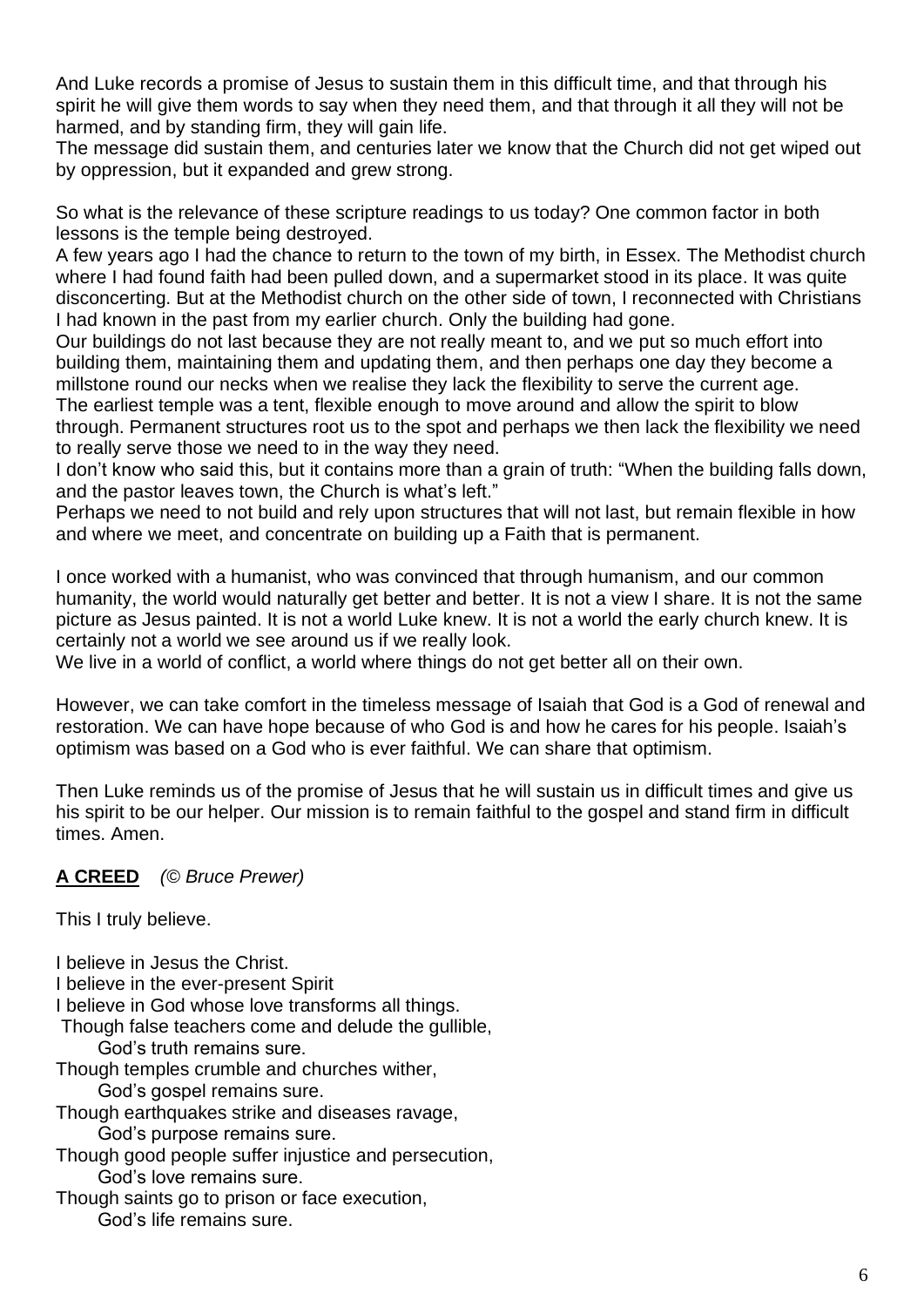And Luke records a promise of Jesus to sustain them in this difficult time, and that through his spirit he will give them words to say when they need them, and that through it all they will not be harmed, and by standing firm, they will gain life.
The message did sustain them, and centuries later we know that the Church did not get wiped out by oppression, but it expanded and grew strong.

So what is the relevance of these scripture readings to us today? One common factor in both lessons is the temple being destroyed.
A few years ago I had the chance to return to the town of my birth, in Essex. The Methodist church where I had found faith had been pulled down, and a supermarket stood in its place. It was quite disconcerting. But at the Methodist church on the other side of town, I reconnected with Christians I had known in the past from my earlier church. Only the building had gone.
Our buildings do not last because they are not really meant to, and we put so much effort into building them, maintaining them and updating them, and then perhaps one day they become a millstone round our necks when we realise they lack the flexibility to serve the current age.
The earliest temple was a tent, flexible enough to move around and allow the spirit to blow through. Permanent structures root us to the spot and perhaps we then lack the flexibility we need to really serve those we need to in the way they need.
I don't know who said this, but it contains more than a grain of truth: "When the building falls down, and the pastor leaves town, the Church is what's left."
Perhaps we need to not build and rely upon structures that will not last, but remain flexible in how and where we meet, and concentrate on building up a Faith that is permanent.

I once worked with a humanist, who was convinced that through humanism, and our common humanity, the world would naturally get better and better. It is not a view I share. It is not the same picture as Jesus painted. It is not a world Luke knew. It is not a world the early church knew. It is certainly not a world we see around us if we really look.
We live in a world of conflict, a world where things do not get better all on their own.

However, we can take comfort in the timeless message of Isaiah that God is a God of renewal and restoration. We can have hope because of who God is and how he cares for his people. Isaiah's optimism was based on a God who is ever faithful. We can share that optimism.

Then Luke reminds us of the promise of Jesus that he will sustain us in difficult times and give us his spirit to be our helper. Our mission is to remain faithful to the gospel and stand firm in difficult times. Amen.

**A CREED** *(© Bruce Prewer)*

This I truly believe.

I believe in Jesus the Christ.
I believe in the ever-present Spirit
I believe in God whose love transforms all things.
Though false teachers come and delude the gullible,
&nbsp;&nbsp;&nbsp;&nbsp;God's truth remains sure.
Though temples crumble and churches wither,
&nbsp;&nbsp;&nbsp;&nbsp;God's gospel remains sure.
Though earthquakes strike and diseases ravage,
&nbsp;&nbsp;&nbsp;&nbsp;God's purpose remains sure.
Though good people suffer injustice and persecution,
&nbsp;&nbsp;&nbsp;&nbsp;God's love remains sure.
Though saints go to prison or face execution,
&nbsp;&nbsp;&nbsp;&nbsp;God's life remains sure.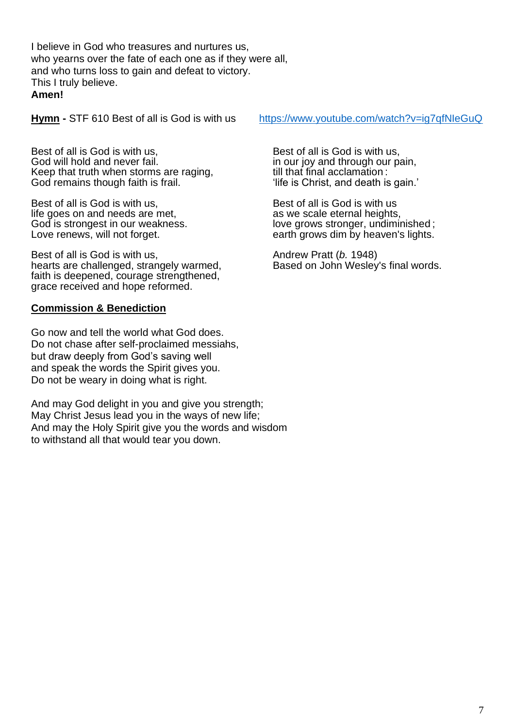I believe in God who treasures and nurtures us,  
who yearns over the fate of each one as if they were all,  
and who turns loss to gain and defeat to victory.  
This I truly believe.  
**Amen!**

**Hymn -** STF 610 Best of all is God is with us https://www.youtube.com/watch?v=ig7qfNIeGuQ

Best of all is God is with us,  
God will hold and never fail.  
Keep that truth when storms are raging,  
God remains though faith is frail.

Best of all is God is with us,  
life goes on and needs are met,  
God is strongest in our weakness.  
Love renews, will not forget.

Best of all is God is with us,  
hearts are challenged, strangely warmed,  
faith is deepened, courage strengthened,  
grace received and hope reformed.

Best of all is God is with us,  
in our joy and through our pain,  
till that final acclamation :  
'life is Christ, and death is gain.'

Best of all is God is with us  
as we scale eternal heights,  
love grows stronger, undiminished ;  
earth grows dim by heaven's lights.

Andrew Pratt (*b.* 1948)  
Based on John Wesley's final words.

**Commission & Benediction**

Go now and tell the world what God does.  
Do not chase after self-proclaimed messiahs,  
but draw deeply from God's saving well  
and speak the words the Spirit gives you.  
Do not be weary in doing what is right.

And may God delight in you and give you strength;  
May Christ Jesus lead you in the ways of new life;  
And may the Holy Spirit give you the words and wisdom  
to withstand all that would tear you down.